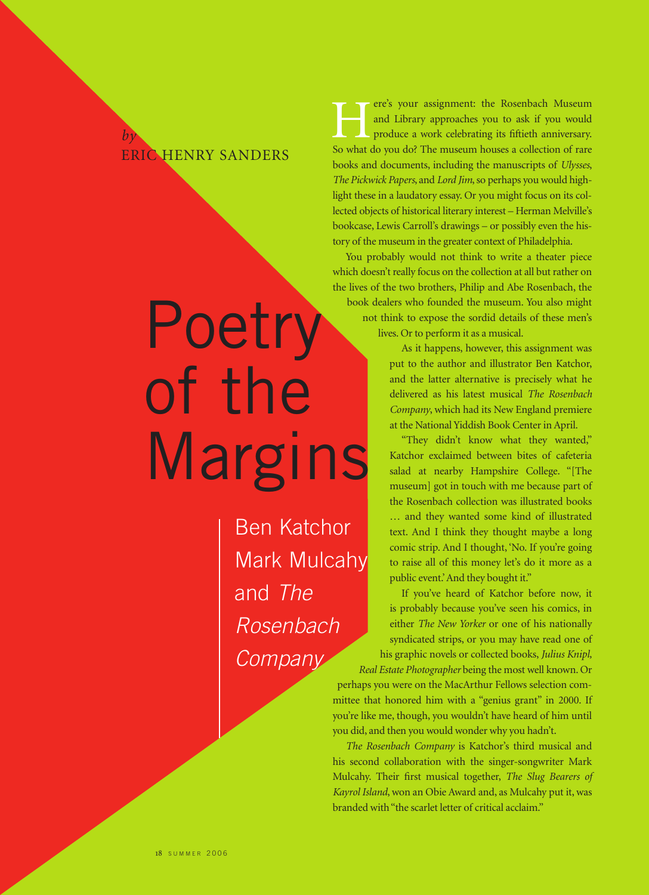# Poetry of the Margins

## Ben Katchor, Mark Mulcahy and *The Rosenbach Company*

*by* ERIC HENRY SANDERS

Here's your assignment: the Rosenbach Museum and Library approaches you to ask if you would produce a work celebrating its fiftieth anniversary. So what do you do? The museum houses a collection of rare books and documents, including the manuscripts of *Ulysses*, *The Pickwick Papers*, and *Lord Jim*, so perhaps you would highlight these in a laudatory essay. Or you might focus on its collected objects of historical literary interest – Herman Melville's bookcase, Lewis Carroll's drawings – or possibly even the history of the museum in the greater context of Philadelphia.

You probably would not think to write a theater piece which doesn't really focus on the collection at all but rather on the lives of the two brothers, Philip and Abe Rosenbach, the book dealers who founded the museum. You also might not think to expose the sordid details of these men's lives. Or to perform it as a musical.

As it happens, however, this assignment was put to the author and illustrator Ben Katchor, and the latter alternative is precisely what he delivered as his latest musical *The Rosenbach Company*, which had its New England premiere at the National Yiddish Book Center in April.

"They didn't know what they wanted," Katchor exclaimed between bites of cafeteria salad at nearby Hampshire College. "[The museum] got in touch with me because part of the Rosenbach collection was illustrated books … and they wanted some kind of illustrated text. And I think they thought maybe a long comic strip. And I thought, 'No. If you're going to raise all of this money let's do it more as a public event.' And they bought it."

If you've heard of Katchor before now, it is probably because you've seen his comics, in either *The New Yorker* or one of his nationally syndicated strips, or you may have read one of his graphic novels or collected books, *Julius Knipl, Real Estate Photographer* being the most well known. Or perhaps you were on the MacArthur Fellows selection committee that honored him with a "genius grant" in 2000. If you're like me, though, you wouldn't have heard of him until you did, and then you would wonder why you hadn't.

*The Rosenbach Company* is Katchor's third musical and his second collaboration with the singer-songwriter Mark Mulcahy. Their first musical together, *The Slug Bearers of Kayrol Island*, won an Obie Award and, as Mulcahy put it, was branded with "the scarlet letter of critical acclaim."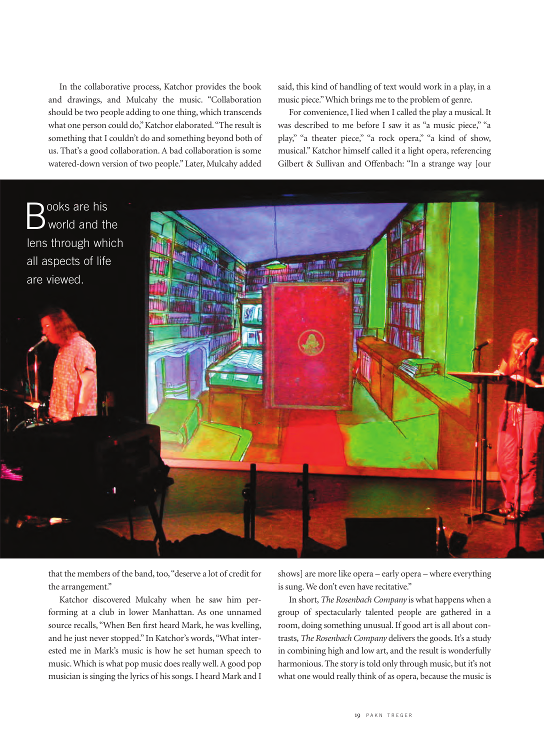In the collaborative process, Katchor provides the book and drawings, and Mulcahy the music. "Collaboration should be two people adding to one thing, which transcends what one person could do," Katchor elaborated. "The result is something that I couldn't do and something beyond both of us. That's a good collaboration. A bad collaboration is some watered-down version of two people." Later, Mulcahy added that the members of the band, too, "deserve a lot of credit for the arrangement."

Katchor discovered Mulcahy when he saw him performing at a club in lower Manhattan. As one unnamed source recalls, "When Ben first heard Mark, he was kvelling, and he just never stopped." In Katchor's words, "What interested me in Mark's music is how he set human speech to music. Which is what pop music does really well. A good pop musician is singing the lyrics of his songs. I heard Mark and I said, this kind of handling of text would work in a play, in a music piece." Which brings me to the problem of genre.

For convenience, I lied when I called the play a musical. It was described to me before I saw it as "a music piece," "a play," "a theater piece," "a rock opera," "a kind of show, musical." Katchor himself called it a light opera, referencing Gilbert & Sullivan and Offenbach: "In a strange way [our shows] are more like opera – early opera – where everything is sung. We don't even have recitative."

In short, *The Rosenbach Company* is what happens when a group of spectacularly talented people are gathered in a room, doing something unusual. If good art is all about contrasts, *The Rosenbach Company* delivers the goods. It's a study in combining high and low art, and the result is wonderfully harmonious. The story is told only through music, but it's not what one would really think of as opera, because the music is

Books are his world and the lens through which all aspects of life are viewed.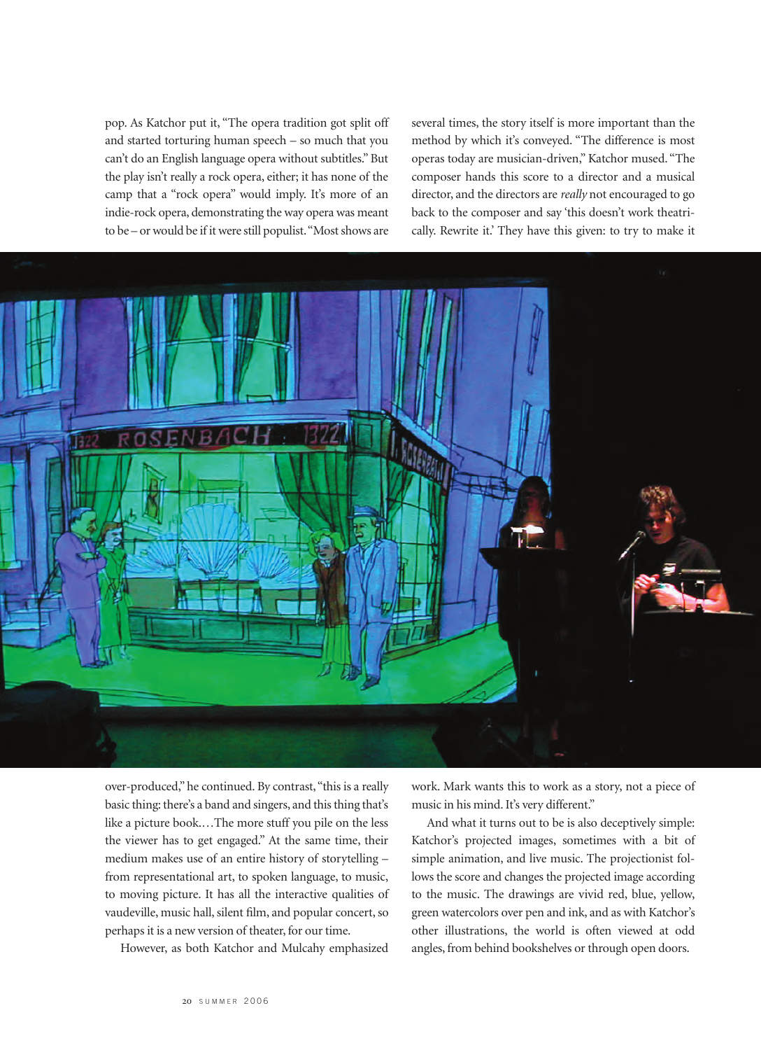pop. As Katchor put it, "The opera tradition got split off and started torturing human speech – so much that you can't do an English language opera without subtitles." But the play isn't really a rock opera, either; it has none of the camp that a "rock opera" would imply. It's more of an indie-rock opera, demonstrating the way opera was meant to be – or would be if it were still populist. "Most shows are over-produced," he continued. By contrast, "this is a really basic thing: there's a band and singers, and this thing that's like a picture book.…The more stuff you pile on the less the viewer has to get engaged." At the same time, their medium makes use of an entire history of storytelling – from representational art, to spoken language, to music, to moving picture. It has all the interactive qualities of vaudeville, music hall, silent film, and popular concert, so perhaps it is a new version of theater, for our time.

However, as both Katchor and Mulcahy emphasized several times, the story itself is more important than the method by which it's conveyed. "The difference is most operas today are musician-driven," Katchor mused. "The composer hands this score to a director and a musical director, and the directors are *really* not encouraged to go back to the composer and say 'this doesn't work theatrically. Rewrite it.' They have this given: to try to make it work. Mark wants this to work as a story, not a piece of music in his mind. It's very different."

And what it turns out to be is also deceptively simple: Katchor's projected images, sometimes with a bit of simple animation, and live music. The projectionist follows the score and changes the projected image according to the music. The drawings are vivid red, blue, yellow, green watercolors over pen and ink, and as with Katchor's other illustrations, the world is often viewed at odd angles, from behind bookshelves or through open doors.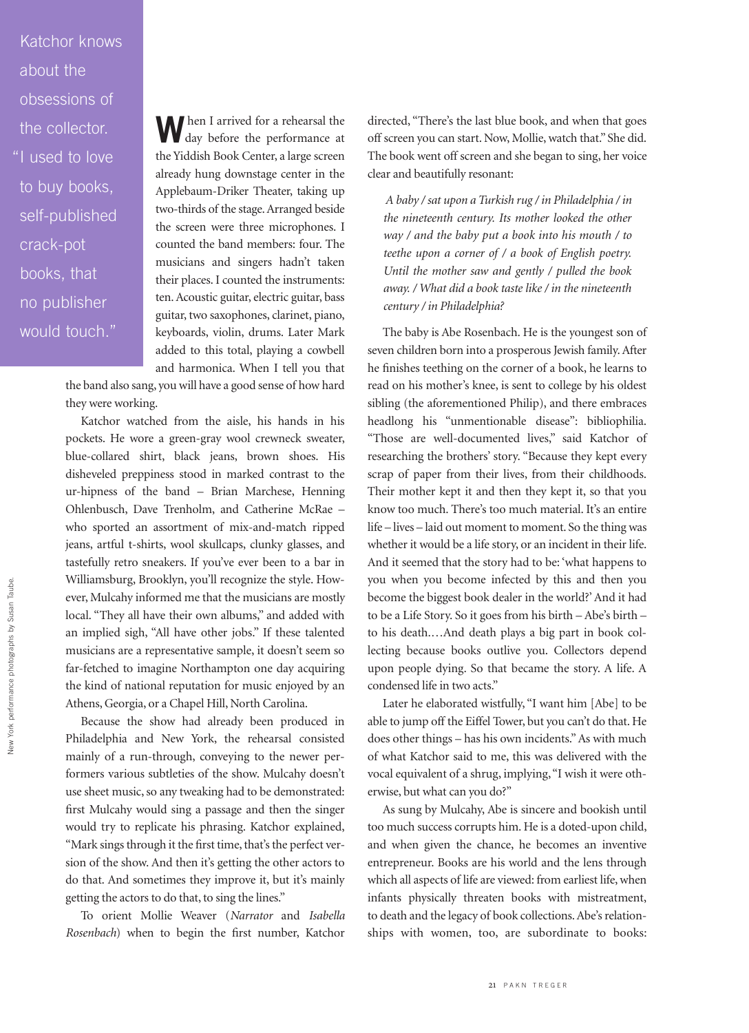> Katchor knows about the obsessions of the collector. "I used to love to buy books, self-published crack-pot books, that no publisher would touch."

When I arrived for a rehearsal the day before the performance at the Yiddish Book Center, a large screen already hung downstage center in the Applebaum-Driker Theater, taking up two-thirds of the stage. Arranged beside the screen were three microphones. I counted the band members: four. The musicians and singers hadn't taken their places. I counted the instruments: ten. Acoustic guitar, electric guitar, bass guitar, two saxophones, clarinet, piano, keyboards, violin, drums. Later Mark added to this total, playing a cowbell and harmonica. When I tell you that the band also sang, you will have a good sense of how hard they were working.

Katchor watched from the aisle, his hands in his pockets. He wore a green-gray wool crewneck sweater, blue-collared shirt, black jeans, brown shoes. His disheveled preppiness stood in marked contrast to the ur-hipness of the band – Brian Marchese, Henning Ohlenbusch, Dave Trenholm, and Catherine McRae – who sported an assortment of mix-and-match ripped jeans, artful t-shirts, wool skullcaps, clunky glasses, and tastefully retro sneakers. If you've ever been to a bar in Williamsburg, Brooklyn, you'll recognize the style. However, Mulcahy informed me that the musicians are mostly local. "They all have their own albums," and added with an implied sigh, "All have other jobs." If these talented musicians are a representative sample, it doesn't seem so far-fetched to imagine Northampton one day acquiring the kind of national reputation for music enjoyed by an Athens, Georgia, or a Chapel Hill, North Carolina.

Because the show had already been produced in Philadelphia and New York, the rehearsal consisted mainly of a run-through, conveying to the newer performers various subtleties of the show. Mulcahy doesn't use sheet music, so any tweaking had to be demonstrated: first Mulcahy would sing a passage and then the singer would try to replicate his phrasing. Katchor explained, "Mark sings through it the first time, that's the perfect version of the show. And then it's getting the other actors to do that. And sometimes they improve it, but it's mainly getting the actors to do that, to sing the lines."

To orient Mollie Weaver (*Narrator* and *Isabella Rosenbach*) when to begin the first number, Katchor directed, "There's the last blue book, and when that goes off screen you can start. Now, Mollie, watch that." She did. The book went off screen and she began to sing, her voice clear and beautifully resonant:

> *A baby / sat upon a Turkish rug / in Philadelphia / in the nineteenth century. Its mother looked the other way / and the baby put a book into his mouth / to teethe upon a corner of / a book of English poetry. Until the mother saw and gently / pulled the book away. / What did a book taste like / in the nineteenth century / in Philadelphia?*

The baby is Abe Rosenbach. He is the youngest son of seven children born into a prosperous Jewish family. After he finishes teething on the corner of a book, he learns to read on his mother's knee, is sent to college by his oldest sibling (the aforementioned Philip), and there embraces headlong his "unmentionable disease": bibliophilia. "Those are well-documented lives," said Katchor of researching the brothers' story. "Because they kept every scrap of paper from their lives, from their childhoods. Their mother kept it and then they kept it, so that you know too much. There's too much material. It's an entire life – lives – laid out moment to moment. So the thing was whether it would be a life story, or an incident in their life. And it seemed that the story had to be: 'what happens to you when you become infected by this and then you become the biggest book dealer in the world?' And it had to be a Life Story. So it goes from his birth – Abe's birth – to his death.…And death plays a big part in book collecting because books outlive you. Collectors depend upon people dying. So that became the story. A life. A condensed life in two acts."

Later he elaborated wistfully, "I want him [Abe] to be able to jump off the Eiffel Tower, but you can't do that. He does other things – has his own incidents." As with much of what Katchor said to me, this was delivered with the vocal equivalent of a shrug, implying, "I wish it were otherwise, but what can you do?"

As sung by Mulcahy, Abe is sincere and bookish until too much success corrupts him. He is a doted-upon child, and when given the chance, he becomes an inventive entrepreneur. Books are his world and the lens through which all aspects of life are viewed: from earliest life, when infants physically threaten books with mistreatment, to death and the legacy of book collections. Abe's relationships with women, too, are subordinate to books:

New York performance photographs by Susan Taube.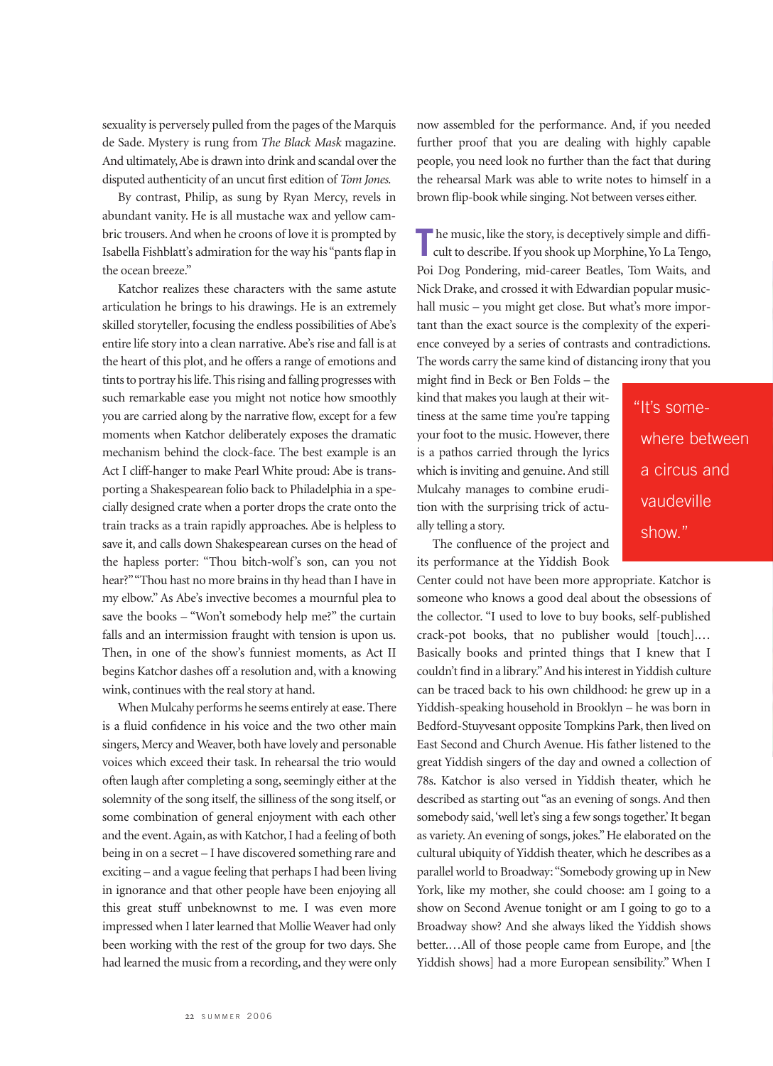sexuality is perversely pulled from the pages of the Marquis de Sade. Mystery is rung from *The Black Mask* magazine. And ultimately, Abe is drawn into drink and scandal over the disputed authenticity of an uncut first edition of *Tom Jones.*

By contrast, Philip, as sung by Ryan Mercy, revels in abundant vanity. He is all mustache wax and yellow cambric trousers. And when he croons of love it is prompted by Isabella Fishblatt's admiration for the way his "pants flap in the ocean breeze."

Katchor realizes these characters with the same astute articulation he brings to his drawings. He is an extremely skilled storyteller, focusing the endless possibilities of Abe's entire life story into a clean narrative. Abe's rise and fall is at the heart of this plot, and he offers a range of emotions and tints to portray his life. This rising and falling progresses with such remarkable ease you might not notice how smoothly you are carried along by the narrative flow, except for a few moments when Katchor deliberately exposes the dramatic mechanism behind the clock-face. The best example is an Act I cliff-hanger to make Pearl White proud: Abe is transporting a Shakespearean folio back to Philadelphia in a specially designed crate when a porter drops the crate onto the train tracks as a train rapidly approaches. Abe is helpless to save it, and calls down Shakespearean curses on the head of the hapless porter: "Thou bitch-wolf's son, can you not hear?" "Thou hast no more brains in thy head than I have in my elbow." As Abe's invective becomes a mournful plea to save the books – "Won't somebody help me?" the curtain falls and an intermission fraught with tension is upon us. Then, in one of the show's funniest moments, as Act II begins Katchor dashes off a resolution and, with a knowing wink, continues with the real story at hand.

When Mulcahy performs he seems entirely at ease. There is a fluid confidence in his voice and the two other main singers, Mercy and Weaver, both have lovely and personable voices which exceed their task. In rehearsal the trio would often laugh after completing a song, seemingly either at the solemnity of the song itself, the silliness of the song itself, or some combination of general enjoyment with each other and the event. Again, as with Katchor, I had a feeling of both being in on a secret – I have discovered something rare and exciting – and a vague feeling that perhaps I had been living in ignorance and that other people have been enjoying all this great stuff unbeknownst to me. I was even more impressed when I later learned that Mollie Weaver had only been working with the rest of the group for two days. She had learned the music from a recording, and they were only now assembled for the performance. And, if you needed further proof that you are dealing with highly capable people, you need look no further than the fact that during the rehearsal Mark was able to write notes to himself in a brown flip-book while singing. Not between verses either.

The music, like the story, is deceptively simple and difficult to describe. If you shook up Morphine, Yo La Tengo, Poi Dog Pondering, mid-career Beatles, Tom Waits, and Nick Drake, and crossed it with Edwardian popular music-hall music – you might get close. But what's more important than the exact source is the complexity of the experience conveyed by a series of contrasts and contradictions. The words carry the same kind of distancing irony that you might find in Beck or Ben Folds – the kind that makes you laugh at their wittiness at the same time you're tapping your foot to the music. However, there is a pathos carried through the lyrics which is inviting and genuine. And still Mulcahy manages to combine erudition with the surprising trick of actually telling a story.

> "It's somewhere between a circus and vaudeville show."

The confluence of the project and its performance at the Yiddish Book Center could not have been more appropriate. Katchor is someone who knows a good deal about the obsessions of the collector. "I used to love to buy books, self-published crack-pot books, that no publisher would [touch].… Basically books and printed things that I knew that I couldn't find in a library." And his interest in Yiddish culture can be traced back to his own childhood: he grew up in a Yiddish-speaking household in Brooklyn – he was born in Bedford-Stuyvesant opposite Tompkins Park, then lived on East Second and Church Avenue. His father listened to the great Yiddish singers of the day and owned a collection of 78s. Katchor is also versed in Yiddish theater, which he described as starting out "as an evening of songs. And then somebody said, 'well let's sing a few songs together.' It began as variety. An evening of songs, jokes." He elaborated on the cultural ubiquity of Yiddish theater, which he describes as a parallel world to Broadway: "Somebody growing up in New York, like my mother, she could choose: am I going to a show on Second Avenue tonight or am I going to go to a Broadway show? And she always liked the Yiddish shows better.…All of those people came from Europe, and [the Yiddish shows] had a more European sensibility." When I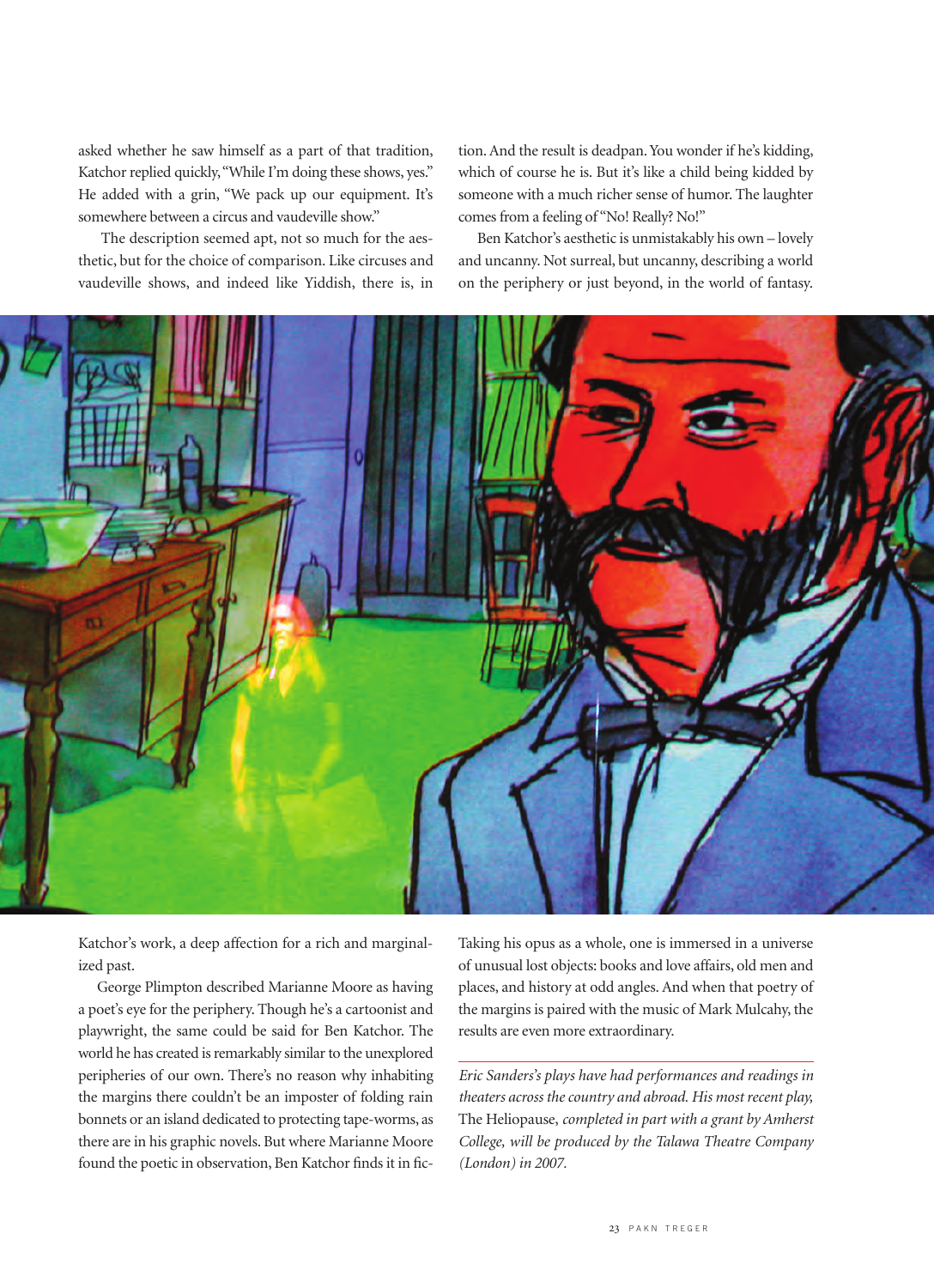asked whether he saw himself as a part of that tradition, Katchor replied quickly, "While I'm doing these shows, yes." He added with a grin, "We pack up our equipment. It's somewhere between a circus and vaudeville show."

The description seemed apt, not so much for the aesthetic, but for the choice of comparison. Like circuses and vaudeville shows, and indeed like Yiddish, there is, in Katchor's work, a deep affection for a rich and marginalized past.

George Plimpton described Marianne Moore as having a poet's eye for the periphery. Though he's a cartoonist and playwright, the same could be said for Ben Katchor. The world he has created is remarkably similar to the unexplored peripheries of our own. There's no reason why inhabiting the margins there couldn't be an imposter of folding rain bonnets or an island dedicated to protecting tape-worms, as there are in his graphic novels. But where Marianne Moore found the poetic in observation, Ben Katchor finds it in fiction. And the result is deadpan. You wonder if he's kidding, which of course he is. But it's like a child being kidded by someone with a much richer sense of humor. The laughter comes from a feeling of "No! Really? No!"

Ben Katchor's aesthetic is unmistakably his own – lovely and uncanny. Not surreal, but uncanny, describing a world on the periphery or just beyond, in the world of fantasy. Taking his opus as a whole, one is immersed in a universe of unusual lost objects: books and love affairs, old men and places, and history at odd angles. And when that poetry of the margins is paired with the music of Mark Mulcahy, the results are even more extraordinary.

---

*Eric Sanders's plays have had performances and readings in theaters across the country and abroad. His most recent play,* The Heliopause, *completed in part with a grant by Amherst College, will be produced by the Talawa Theatre Company (London) in 2007.*